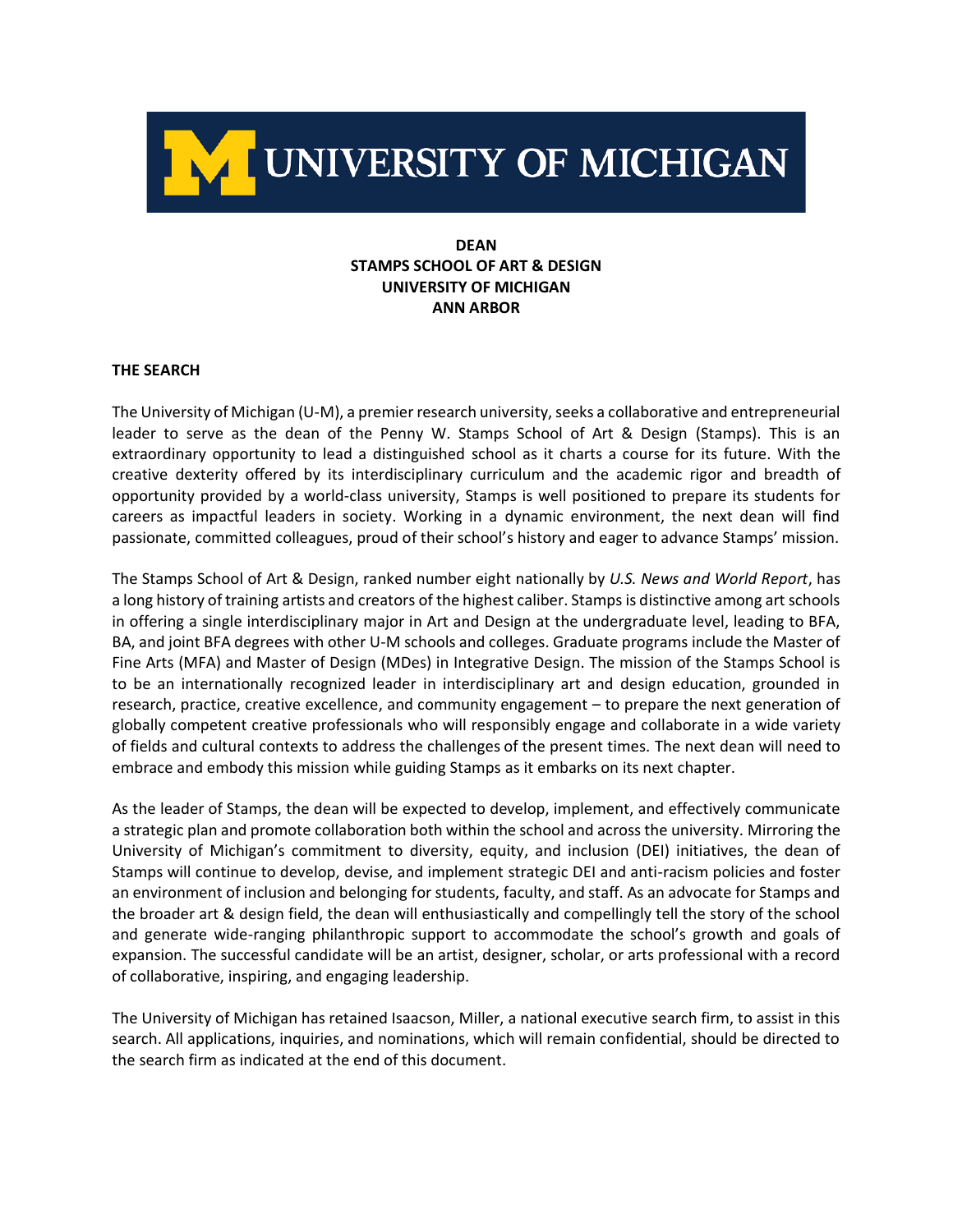UNIVERSITY OF MICHIGAN

**DEAN**
**STAMPS SCHOOL OF ART & DESIGN**
**UNIVERSITY OF MICHIGAN**
**ANN ARBOR**

## THE SEARCH

The University of Michigan (U-M), a premier research university, seeks a collaborative and entrepreneurial leader to serve as the dean of the Penny W. Stamps School of Art & Design (Stamps). This is an extraordinary opportunity to lead a distinguished school as it charts a course for its future. With the creative dexterity offered by its interdisciplinary curriculum and the academic rigor and breadth of opportunity provided by a world-class university, Stamps is well positioned to prepare its students for careers as impactful leaders in society. Working in a dynamic environment, the next dean will find passionate, committed colleagues, proud of their school's history and eager to advance Stamps' mission.

The Stamps School of Art & Design, ranked number eight nationally by *U.S. News and World Report*, has a long history of training artists and creators of the highest caliber. Stamps is distinctive among art schools in offering a single interdisciplinary major in Art and Design at the undergraduate level, leading to BFA, BA, and joint BFA degrees with other U-M schools and colleges. Graduate programs include the Master of Fine Arts (MFA) and Master of Design (MDes) in Integrative Design. The mission of the Stamps School is to be an internationally recognized leader in interdisciplinary art and design education, grounded in research, practice, creative excellence, and community engagement – to prepare the next generation of globally competent creative professionals who will responsibly engage and collaborate in a wide variety of fields and cultural contexts to address the challenges of the present times. The next dean will need to embrace and embody this mission while guiding Stamps as it embarks on its next chapter.

As the leader of Stamps, the dean will be expected to develop, implement, and effectively communicate a strategic plan and promote collaboration both within the school and across the university. Mirroring the University of Michigan's commitment to diversity, equity, and inclusion (DEI) initiatives, the dean of Stamps will continue to develop, devise, and implement strategic DEI and anti-racism policies and foster an environment of inclusion and belonging for students, faculty, and staff. As an advocate for Stamps and the broader art & design field, the dean will enthusiastically and compellingly tell the story of the school and generate wide-ranging philanthropic support to accommodate the school's growth and goals of expansion. The successful candidate will be an artist, designer, scholar, or arts professional with a record of collaborative, inspiring, and engaging leadership.

The University of Michigan has retained Isaacson, Miller, a national executive search firm, to assist in this search. All applications, inquiries, and nominations, which will remain confidential, should be directed to the search firm as indicated at the end of this document.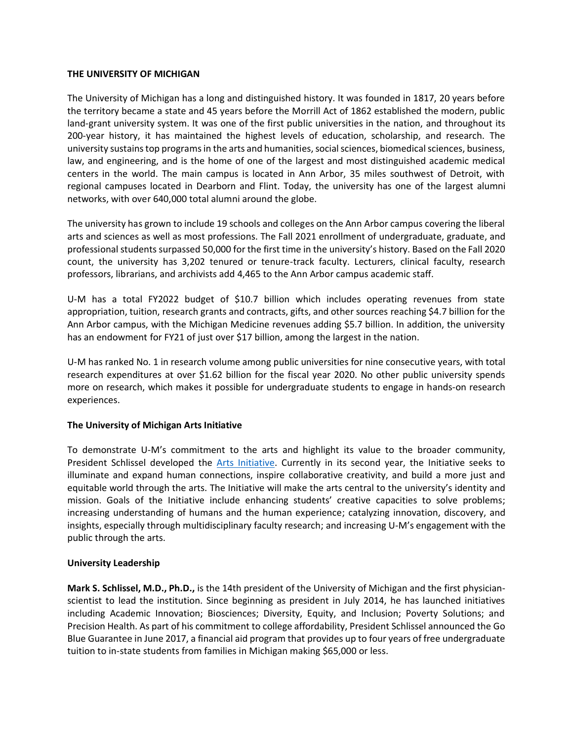## THE UNIVERSITY OF MICHIGAN

The University of Michigan has a long and distinguished history. It was founded in 1817, 20 years before the territory became a state and 45 years before the Morrill Act of 1862 established the modern, public land-grant university system. It was one of the first public universities in the nation, and throughout its 200-year history, it has maintained the highest levels of education, scholarship, and research. The university sustains top programs in the arts and humanities, social sciences, biomedical sciences, business, law, and engineering, and is the home of one of the largest and most distinguished academic medical centers in the world. The main campus is located in Ann Arbor, 35 miles southwest of Detroit, with regional campuses located in Dearborn and Flint. Today, the university has one of the largest alumni networks, with over 640,000 total alumni around the globe.

The university has grown to include 19 schools and colleges on the Ann Arbor campus covering the liberal arts and sciences as well as most professions. The Fall 2021 enrollment of undergraduate, graduate, and professional students surpassed 50,000 for the first time in the university's history. Based on the Fall 2020 count, the university has 3,202 tenured or tenure-track faculty. Lecturers, clinical faculty, research professors, librarians, and archivists add 4,465 to the Ann Arbor campus academic staff.

U-M has a total FY2022 budget of $10.7 billion which includes operating revenues from state appropriation, tuition, research grants and contracts, gifts, and other sources reaching $4.7 billion for the Ann Arbor campus, with the Michigan Medicine revenues adding $5.7 billion. In addition, the university has an endowment for FY21 of just over $17 billion, among the largest in the nation.

U-M has ranked No. 1 in research volume among public universities for nine consecutive years, with total research expenditures at over $1.62 billion for the fiscal year 2020. No other public university spends more on research, which makes it possible for undergraduate students to engage in hands-on research experiences.

### The University of Michigan Arts Initiative

To demonstrate U-M's commitment to the arts and highlight its value to the broader community, President Schlissel developed the Arts Initiative. Currently in its second year, the Initiative seeks to illuminate and expand human connections, inspire collaborative creativity, and build a more just and equitable world through the arts. The Initiative will make the arts central to the university's identity and mission. Goals of the Initiative include enhancing students' creative capacities to solve problems; increasing understanding of humans and the human experience; catalyzing innovation, discovery, and insights, especially through multidisciplinary faculty research; and increasing U-M's engagement with the public through the arts.

### University Leadership

**Mark S. Schlissel, M.D., Ph.D.,** is the 14th president of the University of Michigan and the first physician-scientist to lead the institution. Since beginning as president in July 2014, he has launched initiatives including Academic Innovation; Biosciences; Diversity, Equity, and Inclusion; Poverty Solutions; and Precision Health. As part of his commitment to college affordability, President Schlissel announced the Go Blue Guarantee in June 2017, a financial aid program that provides up to four years of free undergraduate tuition to in-state students from families in Michigan making $65,000 or less.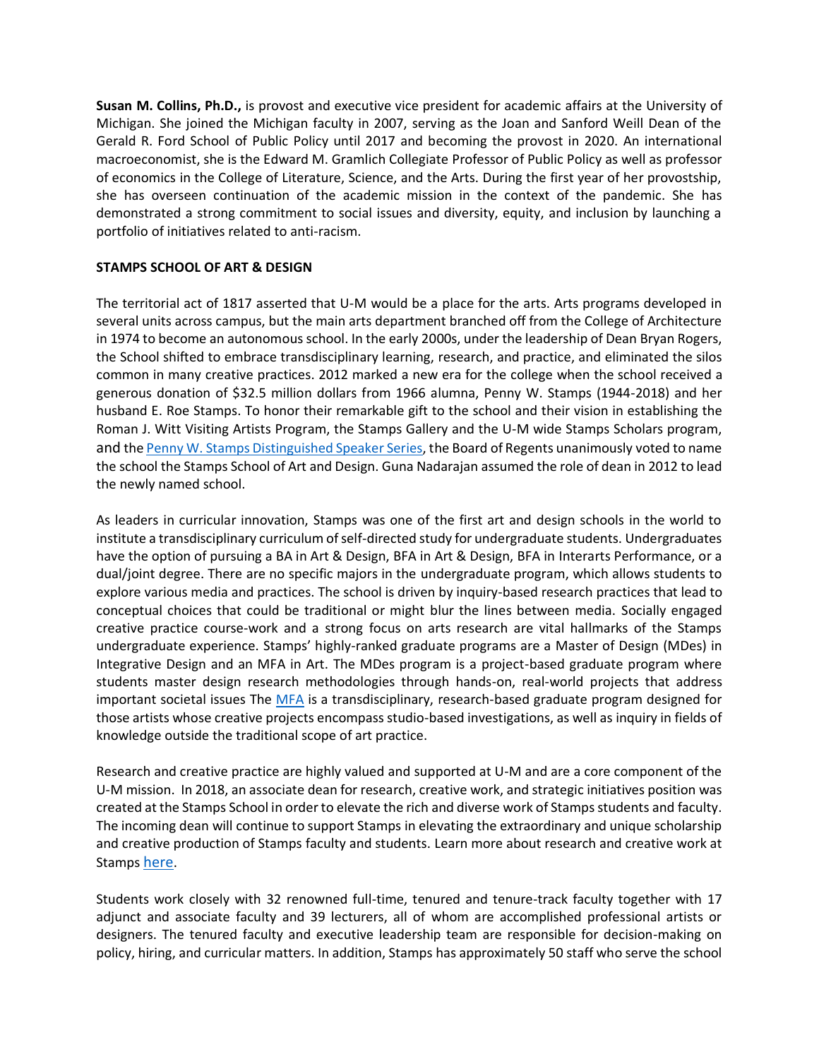**Susan M. Collins, Ph.D.,** is provost and executive vice president for academic affairs at the University of Michigan. She joined the Michigan faculty in 2007, serving as the Joan and Sanford Weill Dean of the Gerald R. Ford School of Public Policy until 2017 and becoming the provost in 2020. An international macroeconomist, she is the Edward M. Gramlich Collegiate Professor of Public Policy as well as professor of economics in the College of Literature, Science, and the Arts. During the first year of her provostship, she has overseen continuation of the academic mission in the context of the pandemic. She has demonstrated a strong commitment to social issues and diversity, equity, and inclusion by launching a portfolio of initiatives related to anti-racism.

**STAMPS SCHOOL OF ART & DESIGN**

The territorial act of 1817 asserted that U-M would be a place for the arts. Arts programs developed in several units across campus, but the main arts department branched off from the College of Architecture in 1974 to become an autonomous school. In the early 2000s, under the leadership of Dean Bryan Rogers, the School shifted to embrace transdisciplinary learning, research, and practice, and eliminated the silos common in many creative practices. 2012 marked a new era for the college when the school received a generous donation of $32.5 million dollars from 1966 alumna, Penny W. Stamps (1944-2018) and her husband E. Roe Stamps. To honor their remarkable gift to the school and their vision in establishing the Roman J. Witt Visiting Artists Program, the Stamps Gallery and the U-M wide Stamps Scholars program, and the Penny W. Stamps Distinguished Speaker Series, the Board of Regents unanimously voted to name the school the Stamps School of Art and Design. Guna Nadarajan assumed the role of dean in 2012 to lead the newly named school.

As leaders in curricular innovation, Stamps was one of the first art and design schools in the world to institute a transdisciplinary curriculum of self-directed study for undergraduate students. Undergraduates have the option of pursuing a BA in Art & Design, BFA in Art & Design, BFA in Interarts Performance, or a dual/joint degree. There are no specific majors in the undergraduate program, which allows students to explore various media and practices. The school is driven by inquiry-based research practices that lead to conceptual choices that could be traditional or might blur the lines between media. Socially engaged creative practice course-work and a strong focus on arts research are vital hallmarks of the Stamps undergraduate experience. Stamps' highly-ranked graduate programs are a Master of Design (MDes) in Integrative Design and an MFA in Art. The MDes program is a project-based graduate program where students master design research methodologies through hands-on, real-world projects that address important societal issues The MFA is a transdisciplinary, research-based graduate program designed for those artists whose creative projects encompass studio-based investigations, as well as inquiry in fields of knowledge outside the traditional scope of art practice.

Research and creative practice are highly valued and supported at U-M and are a core component of the U-M mission. In 2018, an associate dean for research, creative work, and strategic initiatives position was created at the Stamps School in order to elevate the rich and diverse work of Stamps students and faculty. The incoming dean will continue to support Stamps in elevating the extraordinary and unique scholarship and creative production of Stamps faculty and students. Learn more about research and creative work at Stamps here.

Students work closely with 32 renowned full-time, tenured and tenure-track faculty together with 17 adjunct and associate faculty and 39 lecturers, all of whom are accomplished professional artists or designers. The tenured faculty and executive leadership team are responsible for decision-making on policy, hiring, and curricular matters. In addition, Stamps has approximately 50 staff who serve the school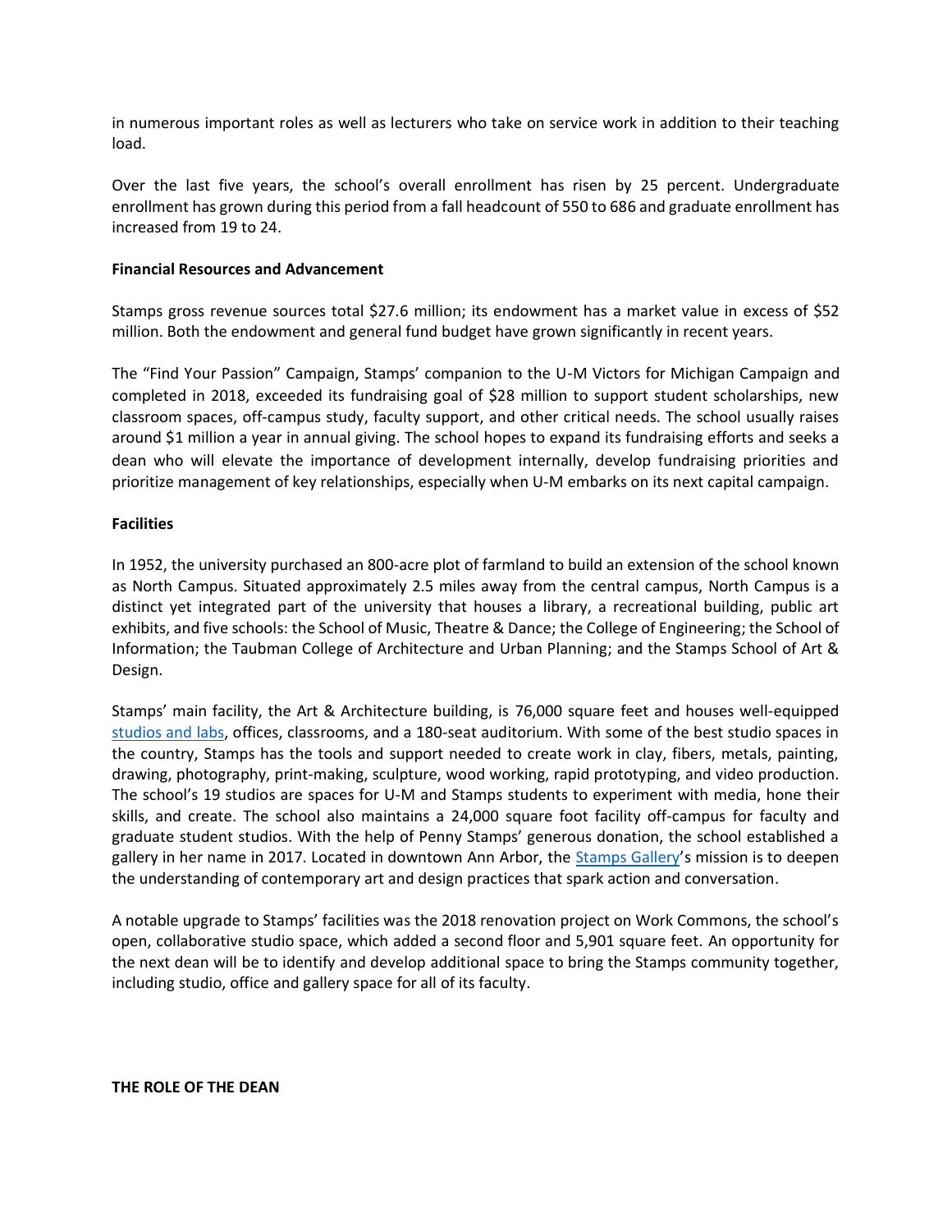in numerous important roles as well as lecturers who take on service work in addition to their teaching load.

Over the last five years, the school's overall enrollment has risen by 25 percent. Undergraduate enrollment has grown during this period from a fall headcount of 550 to 686 and graduate enrollment has increased from 19 to 24.

**Financial Resources and Advancement**

Stamps gross revenue sources total $27.6 million; its endowment has a market value in excess of $52 million. Both the endowment and general fund budget have grown significantly in recent years.

The "Find Your Passion" Campaign, Stamps' companion to the U-M Victors for Michigan Campaign and completed in 2018, exceeded its fundraising goal of $28 million to support student scholarships, new classroom spaces, off-campus study, faculty support, and other critical needs. The school usually raises around $1 million a year in annual giving. The school hopes to expand its fundraising efforts and seeks a dean who will elevate the importance of development internally, develop fundraising priorities and prioritize management of key relationships, especially when U-M embarks on its next capital campaign.

**Facilities**

In 1952, the university purchased an 800-acre plot of farmland to build an extension of the school known as North Campus. Situated approximately 2.5 miles away from the central campus, North Campus is a distinct yet integrated part of the university that houses a library, a recreational building, public art exhibits, and five schools: the School of Music, Theatre & Dance; the College of Engineering; the School of Information; the Taubman College of Architecture and Urban Planning; and the Stamps School of Art & Design.

Stamps' main facility, the Art & Architecture building, is 76,000 square feet and houses well-equipped studios and labs, offices, classrooms, and a 180-seat auditorium. With some of the best studio spaces in the country, Stamps has the tools and support needed to create work in clay, fibers, metals, painting, drawing, photography, print-making, sculpture, wood working, rapid prototyping, and video production. The school's 19 studios are spaces for U-M and Stamps students to experiment with media, hone their skills, and create. The school also maintains a 24,000 square foot facility off-campus for faculty and graduate student studios. With the help of Penny Stamps' generous donation, the school established a gallery in her name in 2017. Located in downtown Ann Arbor, the Stamps Gallery's mission is to deepen the understanding of contemporary art and design practices that spark action and conversation.

A notable upgrade to Stamps' facilities was the 2018 renovation project on Work Commons, the school's open, collaborative studio space, which added a second floor and 5,901 square feet. An opportunity for the next dean will be to identify and develop additional space to bring the Stamps community together, including studio, office and gallery space for all of its faculty.

**THE ROLE OF THE DEAN**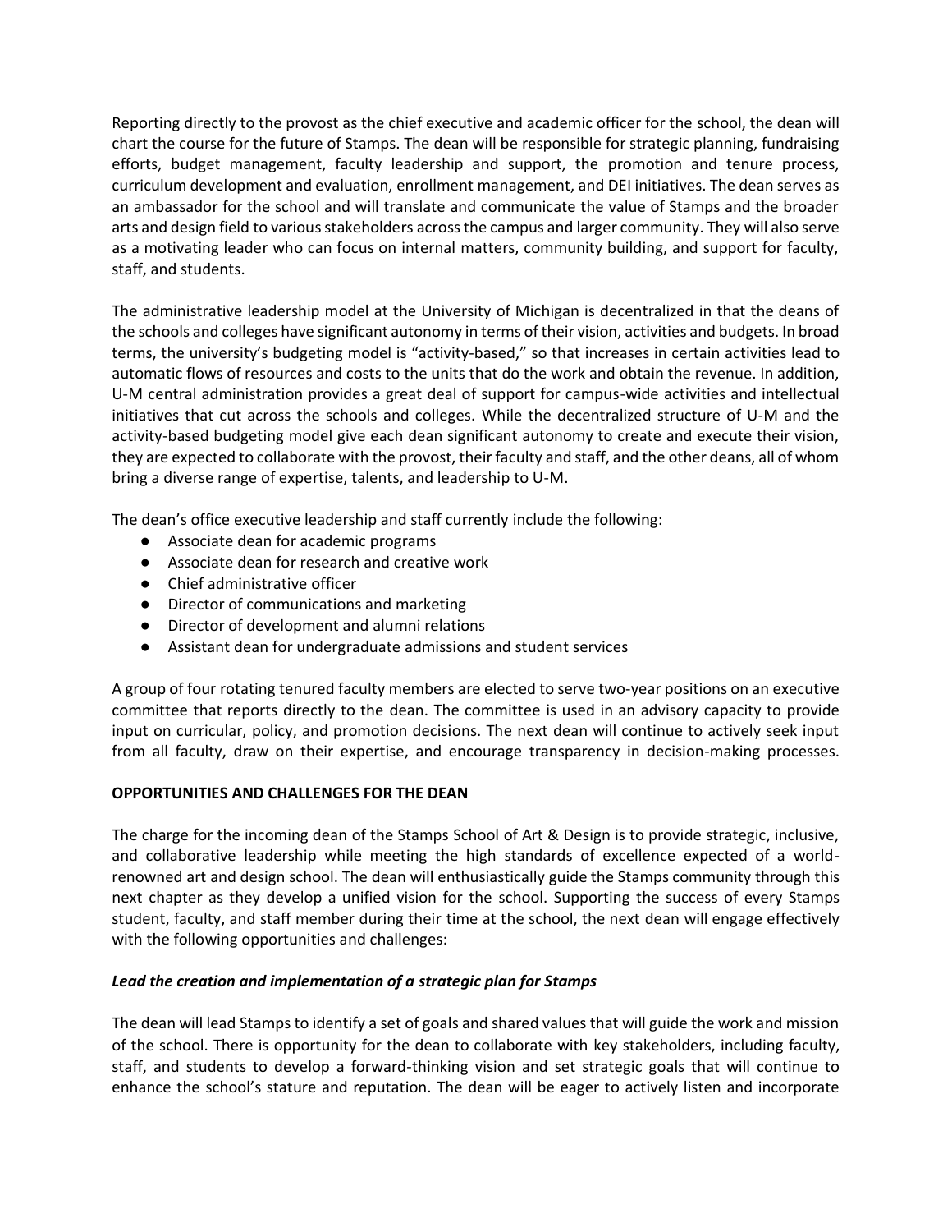Reporting directly to the provost as the chief executive and academic officer for the school, the dean will chart the course for the future of Stamps. The dean will be responsible for strategic planning, fundraising efforts, budget management, faculty leadership and support, the promotion and tenure process, curriculum development and evaluation, enrollment management, and DEI initiatives. The dean serves as an ambassador for the school and will translate and communicate the value of Stamps and the broader arts and design field to various stakeholders across the campus and larger community. They will also serve as a motivating leader who can focus on internal matters, community building, and support for faculty, staff, and students.

The administrative leadership model at the University of Michigan is decentralized in that the deans of the schools and colleges have significant autonomy in terms of their vision, activities and budgets. In broad terms, the university's budgeting model is "activity-based," so that increases in certain activities lead to automatic flows of resources and costs to the units that do the work and obtain the revenue. In addition, U-M central administration provides a great deal of support for campus-wide activities and intellectual initiatives that cut across the schools and colleges. While the decentralized structure of U-M and the activity-based budgeting model give each dean significant autonomy to create and execute their vision, they are expected to collaborate with the provost, their faculty and staff, and the other deans, all of whom bring a diverse range of expertise, talents, and leadership to U-M.

The dean's office executive leadership and staff currently include the following:

- Associate dean for academic programs
- Associate dean for research and creative work
- Chief administrative officer
- Director of communications and marketing
- Director of development and alumni relations
- Assistant dean for undergraduate admissions and student services

A group of four rotating tenured faculty members are elected to serve two-year positions on an executive committee that reports directly to the dean. The committee is used in an advisory capacity to provide input on curricular, policy, and promotion decisions. The next dean will continue to actively seek input from all faculty, draw on their expertise, and encourage transparency in decision-making processes.

**OPPORTUNITIES AND CHALLENGES FOR THE DEAN**

The charge for the incoming dean of the Stamps School of Art & Design is to provide strategic, inclusive, and collaborative leadership while meeting the high standards of excellence expected of a world-renowned art and design school. The dean will enthusiastically guide the Stamps community through this next chapter as they develop a unified vision for the school. Supporting the success of every Stamps student, faculty, and staff member during their time at the school, the next dean will engage effectively with the following opportunities and challenges:

***Lead the creation and implementation of a strategic plan for Stamps***

The dean will lead Stamps to identify a set of goals and shared values that will guide the work and mission of the school. There is opportunity for the dean to collaborate with key stakeholders, including faculty, staff, and students to develop a forward-thinking vision and set strategic goals that will continue to enhance the school's stature and reputation. The dean will be eager to actively listen and incorporate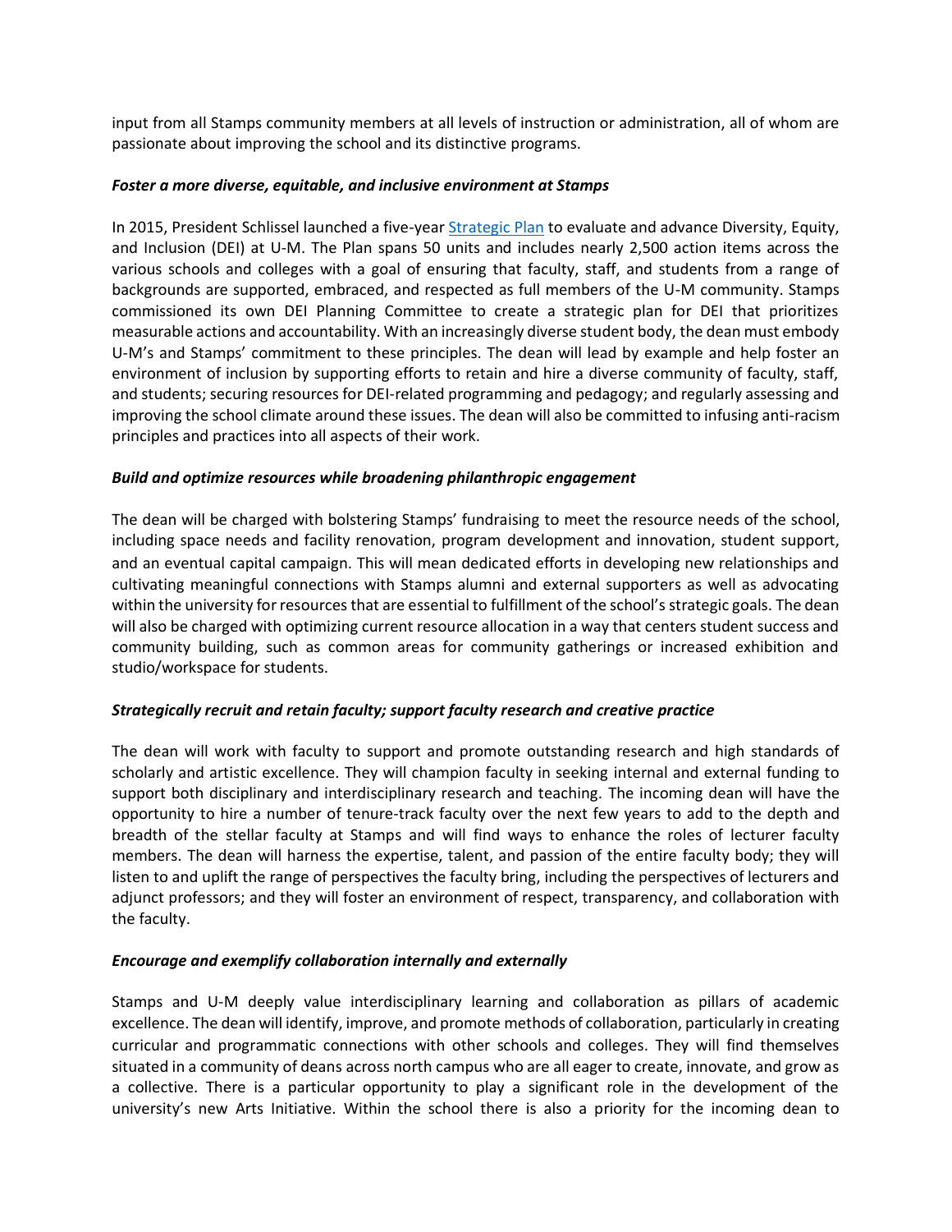input from all Stamps community members at all levels of instruction or administration, all of whom are passionate about improving the school and its distinctive programs.

***Foster a more diverse, equitable, and inclusive environment at Stamps***

In 2015, President Schlissel launched a five-year [Strategic Plan] to evaluate and advance Diversity, Equity, and Inclusion (DEI) at U-M. The Plan spans 50 units and includes nearly 2,500 action items across the various schools and colleges with a goal of ensuring that faculty, staff, and students from a range of backgrounds are supported, embraced, and respected as full members of the U-M community. Stamps commissioned its own DEI Planning Committee to create a strategic plan for DEI that prioritizes measurable actions and accountability. With an increasingly diverse student body, the dean must embody U-M's and Stamps' commitment to these principles. The dean will lead by example and help foster an environment of inclusion by supporting efforts to retain and hire a diverse community of faculty, staff, and students; securing resources for DEI-related programming and pedagogy; and regularly assessing and improving the school climate around these issues. The dean will also be committed to infusing anti-racism principles and practices into all aspects of their work.

***Build and optimize resources while broadening philanthropic engagement***

The dean will be charged with bolstering Stamps' fundraising to meet the resource needs of the school, including space needs and facility renovation, program development and innovation, student support, and an eventual capital campaign. This will mean dedicated efforts in developing new relationships and cultivating meaningful connections with Stamps alumni and external supporters as well as advocating within the university for resources that are essential to fulfillment of the school's strategic goals. The dean will also be charged with optimizing current resource allocation in a way that centers student success and community building, such as common areas for community gatherings or increased exhibition and studio/workspace for students.

***Strategically recruit and retain faculty; support faculty research and creative practice***

The dean will work with faculty to support and promote outstanding research and high standards of scholarly and artistic excellence. They will champion faculty in seeking internal and external funding to support both disciplinary and interdisciplinary research and teaching. The incoming dean will have the opportunity to hire a number of tenure-track faculty over the next few years to add to the depth and breadth of the stellar faculty at Stamps and will find ways to enhance the roles of lecturer faculty members. The dean will harness the expertise, talent, and passion of the entire faculty body; they will listen to and uplift the range of perspectives the faculty bring, including the perspectives of lecturers and adjunct professors; and they will foster an environment of respect, transparency, and collaboration with the faculty.

***Encourage and exemplify collaboration internally and externally***

Stamps and U-M deeply value interdisciplinary learning and collaboration as pillars of academic excellence. The dean will identify, improve, and promote methods of collaboration, particularly in creating curricular and programmatic connections with other schools and colleges. They will find themselves situated in a community of deans across north campus who are all eager to create, innovate, and grow as a collective. There is a particular opportunity to play a significant role in the development of the university's new Arts Initiative. Within the school there is also a priority for the incoming dean to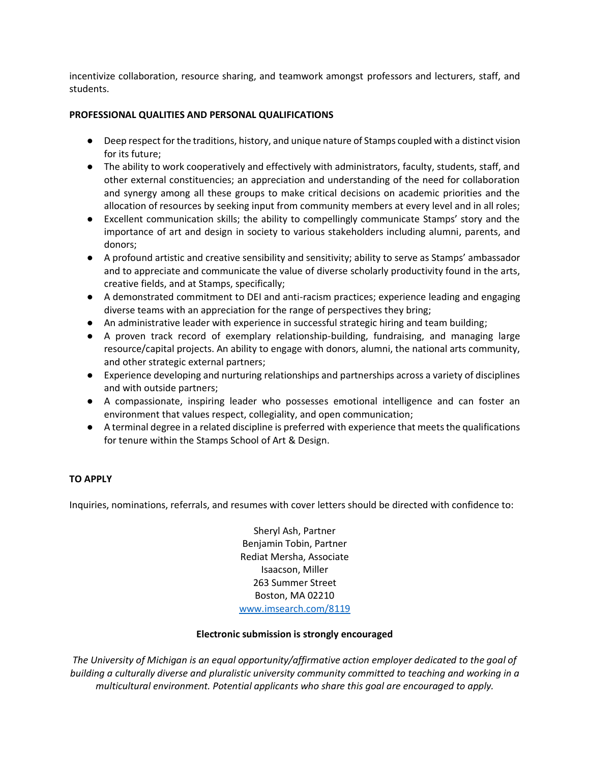incentivize collaboration, resource sharing, and teamwork amongst professors and lecturers, staff, and students.

**PROFESSIONAL QUALITIES AND PERSONAL QUALIFICATIONS**

- Deep respect for the traditions, history, and unique nature of Stamps coupled with a distinct vision for its future;
- The ability to work cooperatively and effectively with administrators, faculty, students, staff, and other external constituencies; an appreciation and understanding of the need for collaboration and synergy among all these groups to make critical decisions on academic priorities and the allocation of resources by seeking input from community members at every level and in all roles;
- Excellent communication skills; the ability to compellingly communicate Stamps' story and the importance of art and design in society to various stakeholders including alumni, parents, and donors;
- A profound artistic and creative sensibility and sensitivity; ability to serve as Stamps' ambassador and to appreciate and communicate the value of diverse scholarly productivity found in the arts, creative fields, and at Stamps, specifically;
- A demonstrated commitment to DEI and anti-racism practices; experience leading and engaging diverse teams with an appreciation for the range of perspectives they bring;
- An administrative leader with experience in successful strategic hiring and team building;
- A proven track record of exemplary relationship-building, fundraising, and managing large resource/capital projects. An ability to engage with donors, alumni, the national arts community, and other strategic external partners;
- Experience developing and nurturing relationships and partnerships across a variety of disciplines and with outside partners;
- A compassionate, inspiring leader who possesses emotional intelligence and can foster an environment that values respect, collegiality, and open communication;
- A terminal degree in a related discipline is preferred with experience that meets the qualifications for tenure within the Stamps School of Art & Design.

**TO APPLY**

Inquiries, nominations, referrals, and resumes with cover letters should be directed with confidence to:

Sheryl Ash, Partner
Benjamin Tobin, Partner
Rediat Mersha, Associate
Isaacson, Miller
263 Summer Street
Boston, MA 02210
[www.imsearch.com/8119](http://www.imsearch.com/8119)

**Electronic submission is strongly encouraged**

*The University of Michigan is an equal opportunity/affirmative action employer dedicated to the goal of building a culturally diverse and pluralistic university community committed to teaching and working in a multicultural environment. Potential applicants who share this goal are encouraged to apply.*